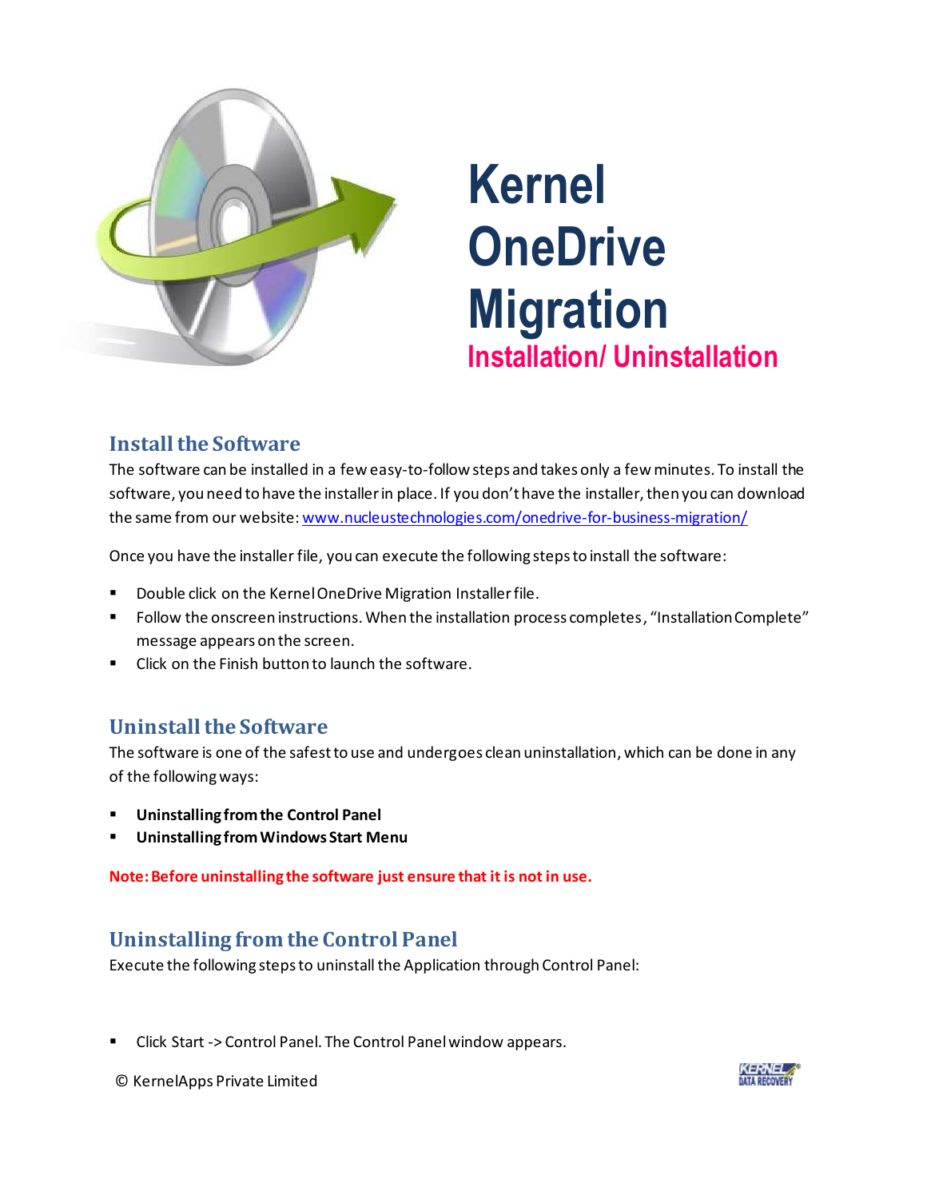# Kernel OneDrive Migration

## Installation/ Uninstallation

## Install the Software

The software can be installed in a few easy-to-follow steps and takes only a few minutes. To install the software, you need to have the installer in place. If you don't have the installer, then you can download the same from our website: [www.nucleustechnologies.com/onedrive-for-business-migration/](www.nucleustechnologies.com/onedrive-for-business-migration/)

Once you have the installer file, you can execute the following steps to install the software:

- Double click on the Kernel OneDrive Migration Installer file.
- Follow the onscreen instructions. When the installation process completes, "Installation Complete" message appears on the screen.
- Click on the Finish button to launch the software.

## Uninstall the Software

The software is one of the safest to use and undergoes clean uninstallation, which can be done in any of the following ways:

- **Uninstalling from the Control Panel**
- **Uninstalling from Windows Start Menu**

**Note: Before uninstalling the software just ensure that it is not in use.**

## Uninstalling from the Control Panel

Execute the following steps to uninstall the Application through Control Panel:

- Click Start -> Control Panel. The Control Panel window appears.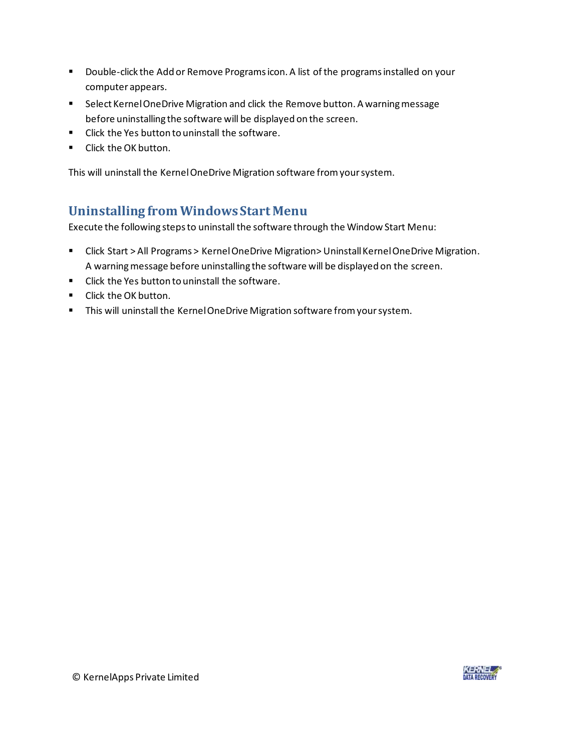- Double-click the Add or Remove Programs icon. A list of the programs installed on your computer appears.
- Select Kernel OneDrive Migration and click the Remove button. A warning message before uninstalling the software will be displayed on the screen.
- Click the Yes button to uninstall the software.
- Click the OK button.

This will uninstall the Kernel OneDrive Migration software from your system.

## Uninstalling from Windows Start Menu

Execute the following steps to uninstall the software through the Window Start Menu:

- Click Start > All Programs > Kernel OneDrive Migration> Uninstall Kernel OneDrive Migration. A warning message before uninstalling the software will be displayed on the screen.
- Click the Yes button to uninstall the software.
- Click the OK button.
- This will uninstall the Kernel OneDrive Migration software from your system.